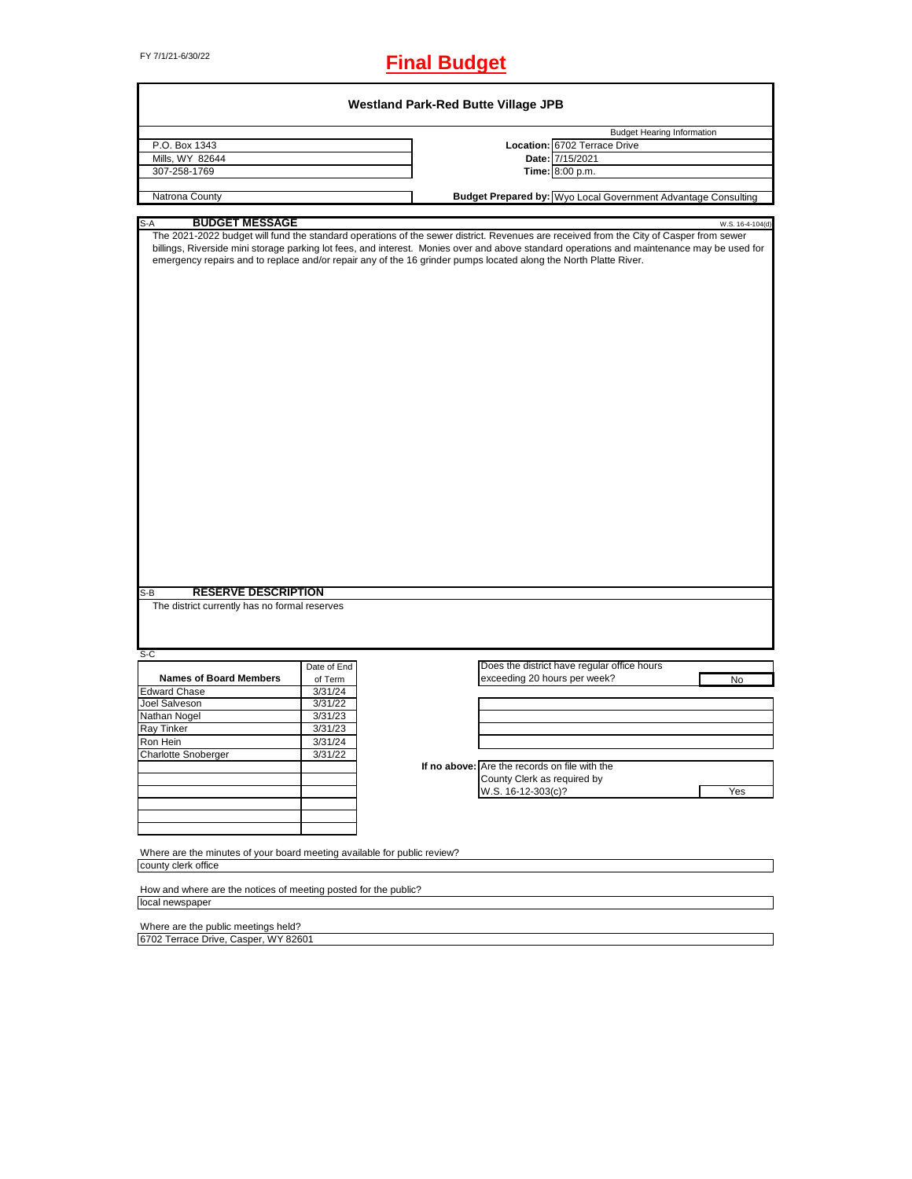FY 7/1/21-6/30/22

# Final Budget

## Westland Park-Red Butte Village JPB

| | Budget Hearing Information | |
|---|---|---|
| P.O. Box 1343 | **Location:** | 6702 Terrace Drive |
| Mills, WY 82644 | **Date:** | 7/15/2021 |
| 307-258-1769 | **Time:** | 8:00 p.m. |
| Natrona County | **Budget Prepared by:** | Wyo Local Government Advantage Consulting |

S-A **BUDGET MESSAGE** W.S. 16-4-104(d)

The 2021-2022 budget will fund the standard operations of the sewer district. Revenues are received from the City of Casper from sewer billings, Riverside mini storage parking lot fees, and interest. Monies over and above standard operations and maintenance may be used for emergency repairs and to replace and/or repair any of the 16 grinder pumps located along the North Platte River.

S-B **RESERVE DESCRIPTION**

The district currently has no formal reserves

S-C

| Names of Board Members | Date of End of Term |
|---|---|
| Edward Chase | 3/31/24 |
| Joel Salveson | 3/31/22 |
| Nathan Nogel | 3/31/23 |
| Ray Tinker | 3/31/23 |
| Ron Hein | 3/31/24 |
| Charlotte Snoberger | 3/31/22 |

Does the district have regular office hours exceeding 20 hours per week? No

If no above: Are the records on file with the County Clerk as required by W.S. 16-12-303(c)? Yes

Where are the minutes of your board meeting available for public review?
county clerk office

How and where are the notices of meeting posted for the public?
local newspaper

Where are the public meetings held?
6702 Terrace Drive, Casper, WY 82601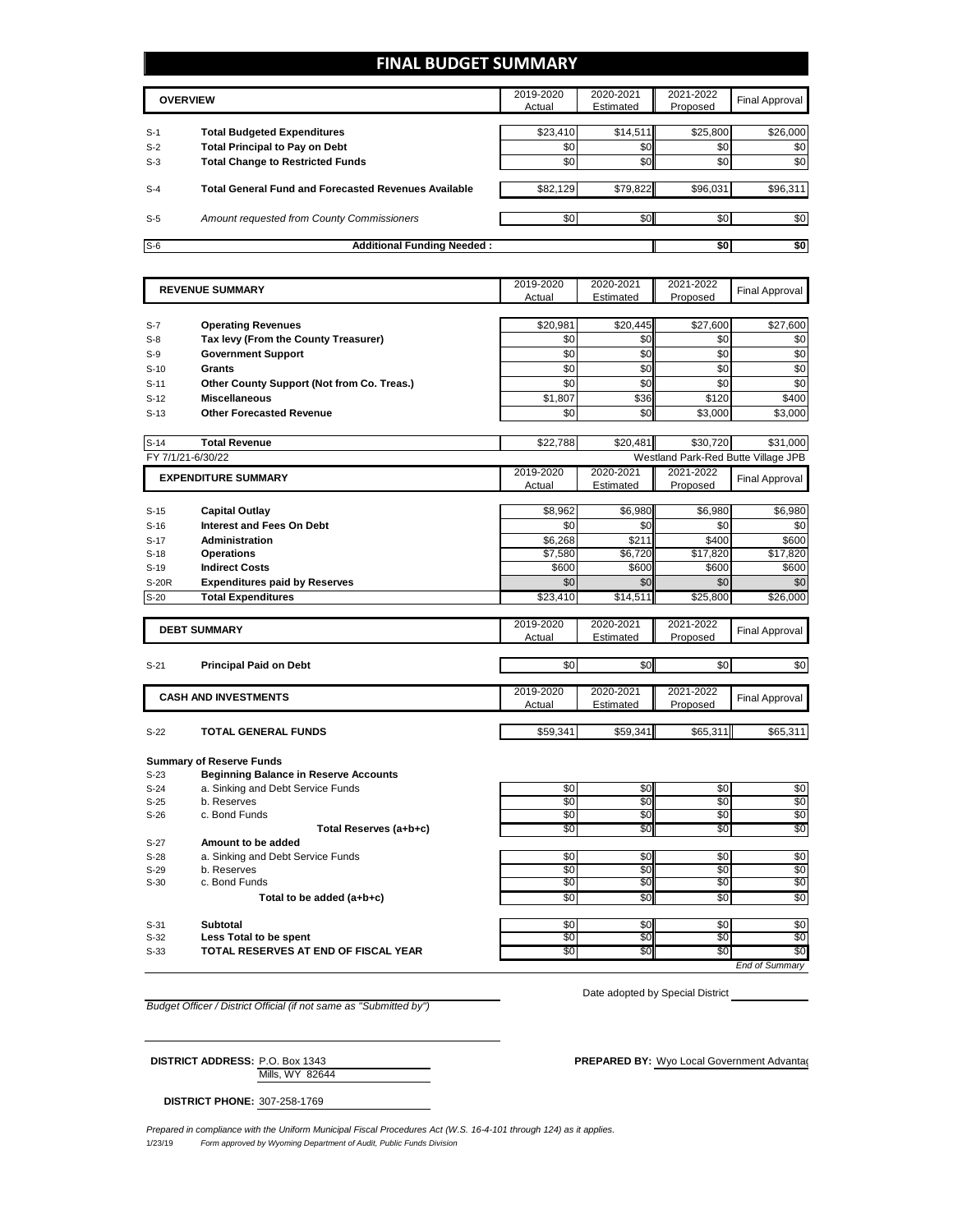# FINAL BUDGET SUMMARY

| | OVERVIEW | 2019-2020 Actual | 2020-2021 Estimated | 2021-2022 Proposed | Final Approval |
|---|---|---|---|---|---|
| S-1 | **Total Budgeted Expenditures** | $23,410 | $14,511 | $25,800 | $26,000 |
| S-2 | **Total Principal to Pay on Debt** | $0 | $0 | $0 | $0 |
| S-3 | **Total Change to Restricted Funds** | $0 | $0 | $0 | $0 |
| S-4 | **Total General Fund and Forecasted Revenues Available** | $82,129 | $79,822 | $96,031 | $96,311 |
| S-5 | *Amount requested from County Commissioners* | $0 | $0 | $0 | $0 |
| S-6 | **Additional Funding Needed :** | | | **$0** | **$0** |

| | REVENUE SUMMARY | 2019-2020 Actual | 2020-2021 Estimated | 2021-2022 Proposed | Final Approval |
|---|---|---|---|---|---|
| S-7 | **Operating Revenues** | $20,981 | $20,445 | $27,600 | $27,600 |
| S-8 | **Tax levy (From the County Treasurer)** | $0 | $0 | $0 | $0 |
| S-9 | **Government Support** | $0 | $0 | $0 | $0 |
| S-10 | **Grants** | $0 | $0 | $0 | $0 |
| S-11 | **Other County Support (Not from Co. Treas.)** | $0 | $0 | $0 | $0 |
| S-12 | **Miscellaneous** | $1,807 | $36 | $120 | $400 |
| S-13 | **Other Forecasted Revenue** | $0 | $0 | $3,000 | $3,000 |
| S-14 | **Total Revenue** | $22,788 | $20,481 | $30,720 | $31,000 |

FY 7/1/21-6/30/22 — Westland Park-Red Butte Village JPB

| | EXPENDITURE SUMMARY | 2019-2020 Actual | 2020-2021 Estimated | 2021-2022 Proposed | Final Approval |
|---|---|---|---|---|---|
| S-15 | **Capital Outlay** | $8,962 | $6,980 | $6,980 | $6,980 |
| S-16 | **Interest and Fees On Debt** | $0 | $0 | $0 | $0 |
| S-17 | **Administration** | $6,268 | $211 | $400 | $600 |
| S-18 | **Operations** | $7,580 | $6,720 | $17,820 | $17,820 |
| S-19 | **Indirect Costs** | $600 | $600 | $600 | $600 |
| S-20R | **Expenditures paid by Reserves** | $0 | $0 | $0 | $0 |
| S-20 | **Total Expenditures** | $23,410 | $14,511 | $25,800 | $26,000 |

| | DEBT SUMMARY | 2019-2020 Actual | 2020-2021 Estimated | 2021-2022 Proposed | Final Approval |
|---|---|---|---|---|---|
| S-21 | **Principal Paid on Debt** | $0 | $0 | $0 | $0 |

| | CASH AND INVESTMENTS | 2019-2020 Actual | 2020-2021 Estimated | 2021-2022 Proposed | Final Approval |
|---|---|---|---|---|---|
| S-22 | **TOTAL GENERAL FUNDS** | $59,341 | $59,341 | $65,311 | $65,311 |

**Summary of Reserve Funds**

| | | 2019-2020 Actual | 2020-2021 Estimated | 2021-2022 Proposed | Final Approval |
|---|---|---|---|---|---|
| S-23 | **Beginning Balance in Reserve Accounts** | | | | |
| S-24 | a. Sinking and Debt Service Funds | $0 | $0 | $0 | $0 |
| S-25 | b. Reserves | $0 | $0 | $0 | $0 |
| S-26 | c. Bond Funds | $0 | $0 | $0 | $0 |
| | **Total Reserves (a+b+c)** | $0 | $0 | $0 | $0 |
| S-27 | **Amount to be added** | | | | |
| S-28 | a. Sinking and Debt Service Funds | $0 | $0 | $0 | $0 |
| S-29 | b. Reserves | $0 | $0 | $0 | $0 |
| S-30 | c. Bond Funds | $0 | $0 | $0 | $0 |
| | **Total to be added (a+b+c)** | $0 | $0 | $0 | $0 |
| S-31 | **Subtotal** | $0 | $0 | $0 | $0 |
| S-32 | **Less Total to be spent** | $0 | $0 | $0 | $0 |
| S-33 | **TOTAL RESERVES AT END OF FISCAL YEAR** | $0 | $0 | $0 | $0 |

*End of Summary*

*Budget Officer / District Official (if not same as "Submitted by")*

Date adopted by Special District

**DISTRICT ADDRESS:** P.O. Box 1343
Mills, WY 82644

**PREPARED BY:** Wyo Local Government Advantag

**DISTRICT PHONE:** 307-258-1769

*Prepared in compliance with the Uniform Municipal Fiscal Procedures Act (W.S. 16-4-101 through 124) as it applies.*

1/23/19 *Form approved by Wyoming Department of Audit, Public Funds Division*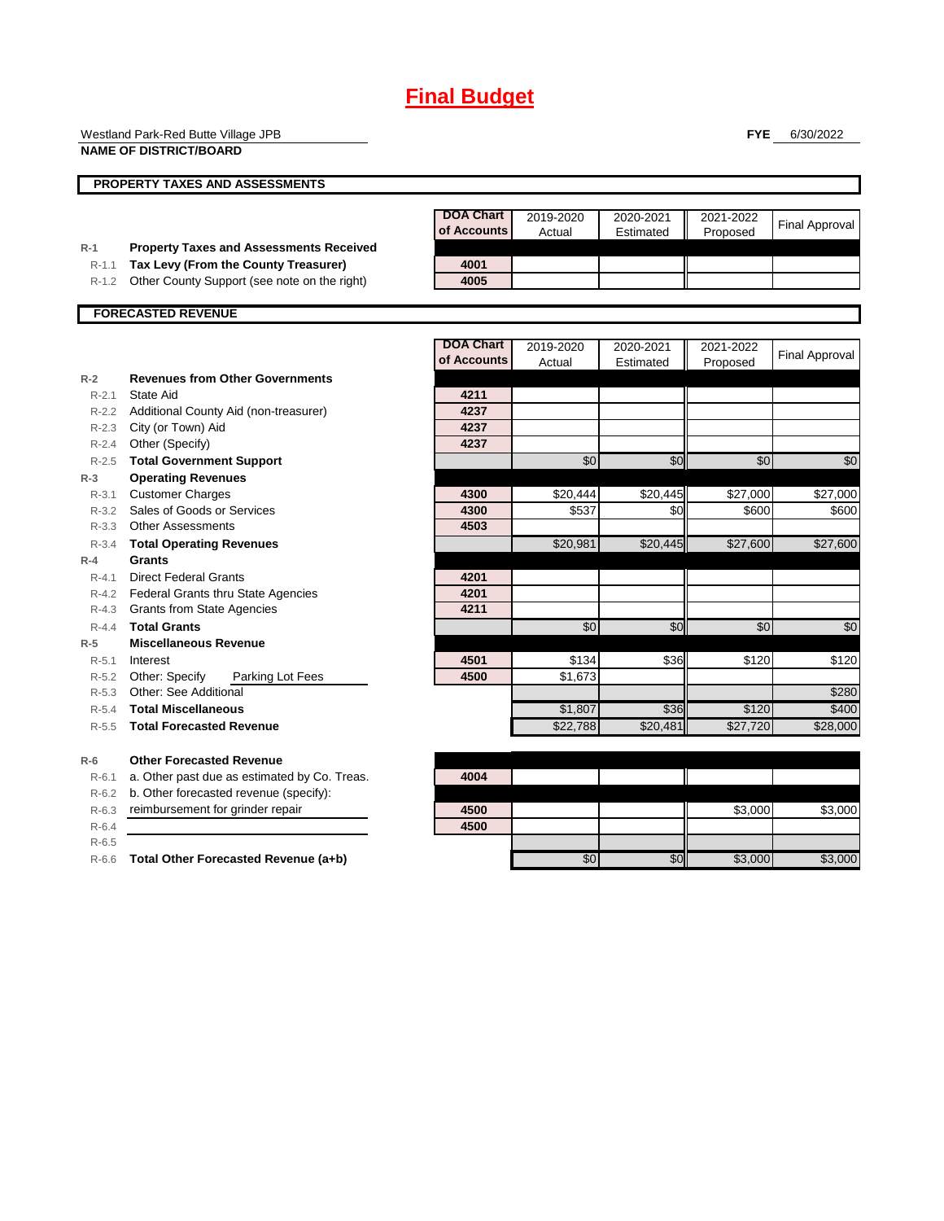# Final Budget

Westland Park-Red Butte Village JPB
**NAME OF DISTRICT/BOARD**

**FYE** 6/30/2022

## PROPERTY TAXES AND ASSESSMENTS

| | | DOA Chart of Accounts | 2019-2020 Actual | 2020-2021 Estimated | 2021-2022 Proposed | Final Approval |
|---|---|---|---|---|---|---|
| R-1 | **Property Taxes and Assessments Received** | | | | | |
| R-1.1 | **Tax Levy (From the County Treasurer)** | 4001 | | | | |
| R-1.2 | Other County Support (see note on the right) | 4005 | | | | |

## FORECASTED REVENUE

| | | DOA Chart of Accounts | 2019-2020 Actual | 2020-2021 Estimated | 2021-2022 Proposed | Final Approval |
|---|---|---|---|---|---|---|
| R-2 | **Revenues from Other Governments** | | | | | |
| R-2.1 | State Aid | 4211 | | | | |
| R-2.2 | Additional County Aid (non-treasurer) | 4237 | | | | |
| R-2.3 | City (or Town) Aid | 4237 | | | | |
| R-2.4 | Other (Specify) | 4237 | | | | |
| R-2.5 | **Total Government Support** | | $0 | $0 | $0 | $0 |
| R-3 | **Operating Revenues** | | | | | |
| R-3.1 | Customer Charges | 4300 | $20,444 | $20,445 | $27,000 | $27,000 |
| R-3.2 | Sales of Goods or Services | 4300 | $537 | $0 | $600 | $600 |
| R-3.3 | Other Assessments | 4503 | | | | |
| R-3.4 | **Total Operating Revenues** | | $20,981 | $20,445 | $27,600 | $27,600 |
| R-4 | **Grants** | | | | | |
| R-4.1 | Direct Federal Grants | 4201 | | | | |
| R-4.2 | Federal Grants thru State Agencies | 4201 | | | | |
| R-4.3 | Grants from State Agencies | 4211 | | | | |
| R-4.4 | **Total Grants** | | $0 | $0 | $0 | $0 |
| R-5 | **Miscellaneous Revenue** | | | | | |
| R-5.1 | Interest | 4501 | $134 | $36 | $120 | $120 |
| R-5.2 | Other: Specify Parking Lot Fees | 4500 | $1,673 | | | |
| R-5.3 | Other: See Additional | | | | | $280 |
| R-5.4 | **Total Miscellaneous** | | $1,807 | $36 | $120 | $400 |
| R-5.5 | **Total Forecasted Revenue** | | $22,788 | $20,481 | $27,720 | $28,000 |
| R-6 | **Other Forecasted Revenue** | | | | | |
| R-6.1 | a. Other past due as estimated by Co. Treas. | 4004 | | | | |
| R-6.2 | b. Other forecasted revenue (specify): | | | | | |
| R-6.3 | reimbursement for grinder repair | 4500 | | | $3,000 | $3,000 |
| R-6.4 | | 4500 | | | | |
| R-6.5 | | | | | | |
| R-6.6 | **Total Other Forecasted Revenue (a+b)** | | $0 | $0 | $3,000 | $3,000 |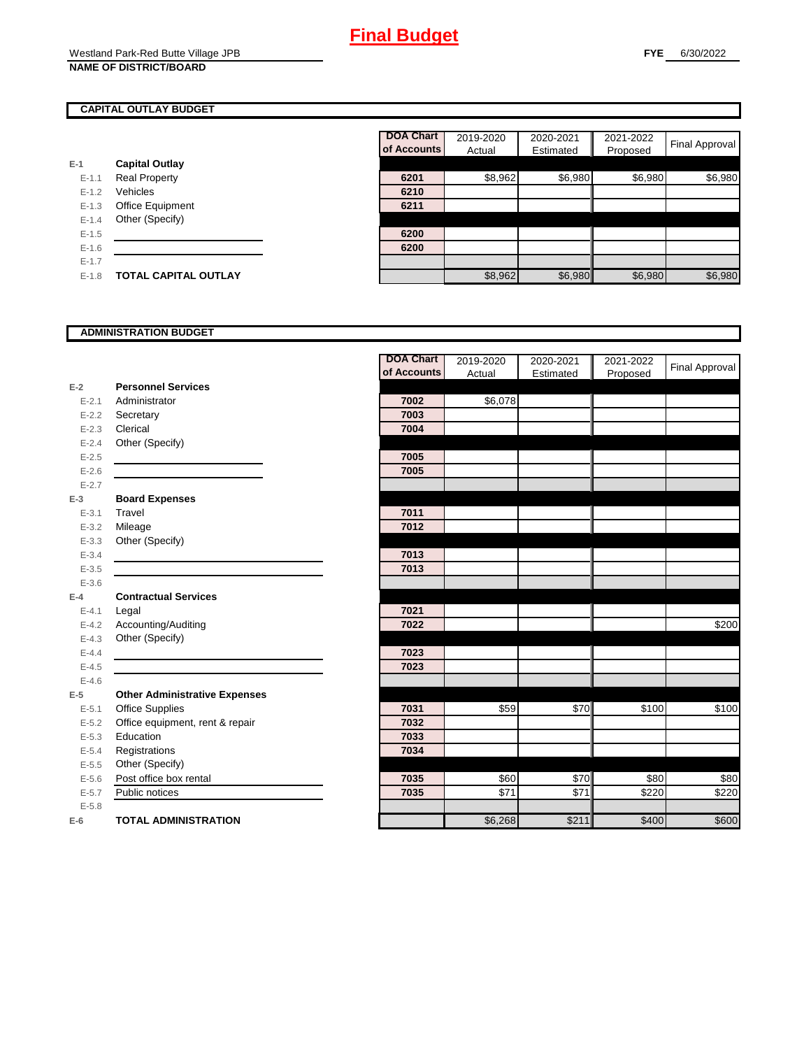# Final Budget

Westland Park-Red Butte Village JPB
**NAME OF DISTRICT/BOARD**

**FYE** 6/30/2022

## CAPITAL OUTLAY BUDGET

| | | DOA Chart of Accounts | 2019-2020 Actual | 2020-2021 Estimated | 2021-2022 Proposed | Final Approval |
|---|---|---|---|---|---|---|
| E-1 | **Capital Outlay** | | | | | |
| E-1.1 | Real Property | 6201 | $8,962 | $6,980 | $6,980 | $6,980 |
| E-1.2 | Vehicles | 6210 | | | | |
| E-1.3 | Office Equipment | 6211 | | | | |
| E-1.4 | Other (Specify) | | | | | |
| E-1.5 | | 6200 | | | | |
| E-1.6 | | 6200 | | | | |
| E-1.7 | | | | | | |
| E-1.8 | **TOTAL CAPITAL OUTLAY** | | $8,962 | $6,980 | $6,980 | $6,980 |

## ADMINISTRATION BUDGET

| | | DOA Chart of Accounts | 2019-2020 Actual | 2020-2021 Estimated | 2021-2022 Proposed | Final Approval |
|---|---|---|---|---|---|---|
| E-2 | **Personnel Services** | | | | | |
| E-2.1 | Administrator | 7002 | $6,078 | | | |
| E-2.2 | Secretary | 7003 | | | | |
| E-2.3 | Clerical | 7004 | | | | |
| E-2.4 | Other (Specify) | | | | | |
| E-2.5 | | 7005 | | | | |
| E-2.6 | | 7005 | | | | |
| E-2.7 | | | | | | |
| E-3 | **Board Expenses** | | | | | |
| E-3.1 | Travel | 7011 | | | | |
| E-3.2 | Mileage | 7012 | | | | |
| E-3.3 | Other (Specify) | | | | | |
| E-3.4 | | 7013 | | | | |
| E-3.5 | | 7013 | | | | |
| E-3.6 | | | | | | |
| E-4 | **Contractual Services** | | | | | |
| E-4.1 | Legal | 7021 | | | | |
| E-4.2 | Accounting/Auditing | 7022 | | | | $200 |
| E-4.3 | Other (Specify) | | | | | |
| E-4.4 | | 7023 | | | | |
| E-4.5 | | 7023 | | | | |
| E-4.6 | | | | | | |
| E-5 | **Other Administrative Expenses** | | | | | |
| E-5.1 | Office Supplies | 7031 | $59 | $70 | $100 | $100 |
| E-5.2 | Office equipment, rent & repair | 7032 | | | | |
| E-5.3 | Education | 7033 | | | | |
| E-5.4 | Registrations | 7034 | | | | |
| E-5.5 | Other (Specify) | | | | | |
| E-5.6 | Post office box rental | 7035 | $60 | $70 | $80 | $80 |
| E-5.7 | Public notices | 7035 | $71 | $71 | $220 | $220 |
| E-5.8 | | | | | | |
| E-6 | **TOTAL ADMINISTRATION** | | $6,268 | $211 | $400 | $600 |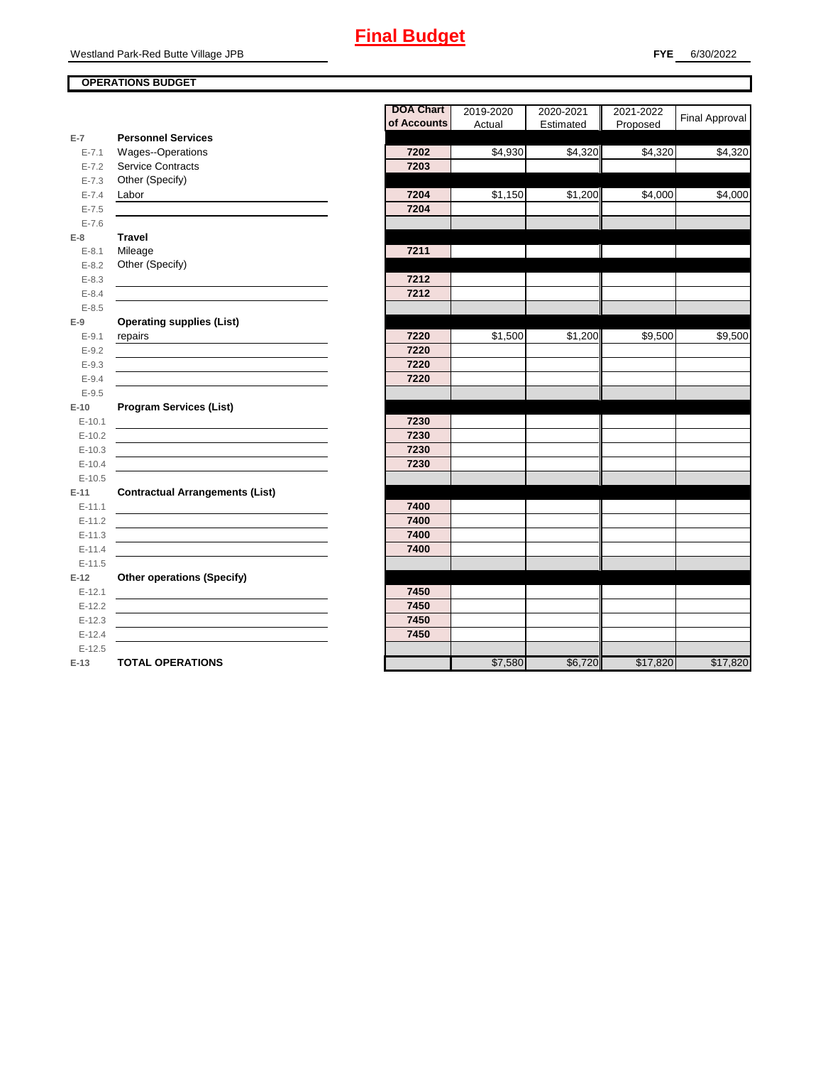# Final Budget

Westland Park-Red Butte Village JPB

**FYE** 6/30/2022

## OPERATIONS BUDGET

| | | DOA Chart of Accounts | 2019-2020 Actual | 2020-2021 Estimated | 2021-2022 Proposed | Final Approval |
|---|---|---|---|---|---|---|
| **E-7** | **Personnel Services** | | | | | |
| E-7.1 | Wages--Operations | 7202 | $4,930 | $4,320 | $4,320 | $4,320 |
| E-7.2 | Service Contracts | 7203 | | | | |
| E-7.3 | Other (Specify) | | | | | |
| E-7.4 | Labor | 7204 | $1,150 | $1,200 | $4,000 | $4,000 |
| E-7.5 | | 7204 | | | | |
| E-7.6 | | | | | | |
| **E-8** | **Travel** | | | | | |
| E-8.1 | Mileage | 7211 | | | | |
| E-8.2 | Other (Specify) | | | | | |
| E-8.3 | | 7212 | | | | |
| E-8.4 | | 7212 | | | | |
| E-8.5 | | | | | | |
| **E-9** | **Operating supplies (List)** | | | | | |
| E-9.1 | repairs | 7220 | $1,500 | $1,200 | $9,500 | $9,500 |
| E-9.2 | | 7220 | | | | |
| E-9.3 | | 7220 | | | | |
| E-9.4 | | 7220 | | | | |
| E-9.5 | | | | | | |
| **E-10** | **Program Services (List)** | | | | | |
| E-10.1 | | 7230 | | | | |
| E-10.2 | | 7230 | | | | |
| E-10.3 | | 7230 | | | | |
| E-10.4 | | 7230 | | | | |
| E-10.5 | | | | | | |
| **E-11** | **Contractual Arrangements (List)** | | | | | |
| E-11.1 | | 7400 | | | | |
| E-11.2 | | 7400 | | | | |
| E-11.3 | | 7400 | | | | |
| E-11.4 | | 7400 | | | | |
| E-11.5 | | | | | | |
| **E-12** | **Other operations (Specify)** | | | | | |
| E-12.1 | | 7450 | | | | |
| E-12.2 | | 7450 | | | | |
| E-12.3 | | 7450 | | | | |
| E-12.4 | | 7450 | | | | |
| E-12.5 | | | | | | |
| **E-13** | **TOTAL OPERATIONS** | | $7,580 | $6,720 | $17,820 | $17,820 |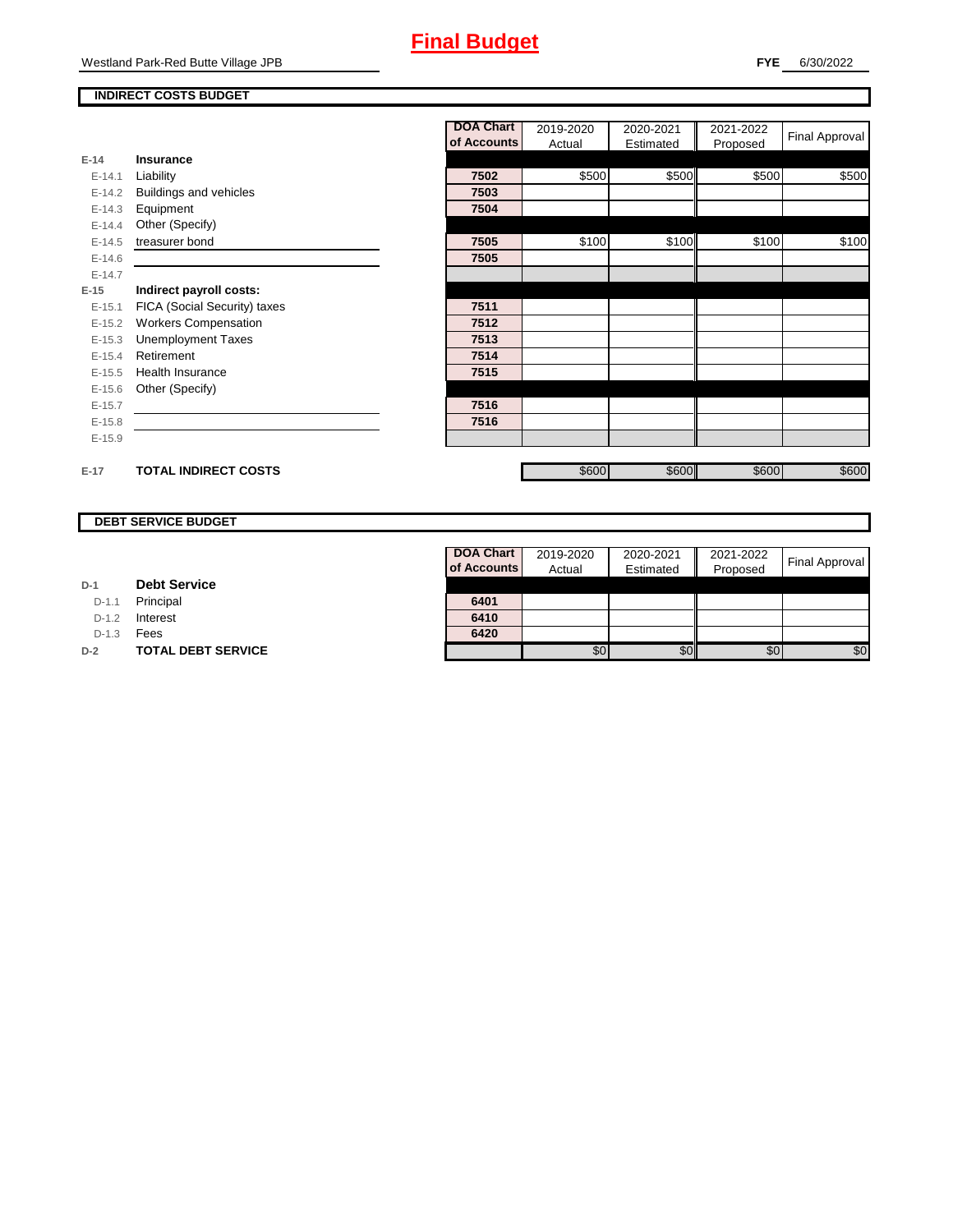# Final Budget

Westland Park-Red Butte Village JPB

**FYE** 6/30/2022

## INDIRECT COSTS BUDGET

| | | DOA Chart of Accounts | 2019-2020 Actual | 2020-2021 Estimated | 2021-2022 Proposed | Final Approval |
|---|---|---|---|---|---|---|
| **E-14** | **Insurance** | | | | | |
| E-14.1 | Liability | 7502 | $500 | $500 | $500 | $500 |
| E-14.2 | Buildings and vehicles | 7503 | | | | |
| E-14.3 | Equipment | 7504 | | | | |
| E-14.4 | Other (Specify) | | | | | |
| E-14.5 | treasurer bond | 7505 | $100 | $100 | $100 | $100 |
| E-14.6 | | 7505 | | | | |
| E-14.7 | | | | | | |
| **E-15** | **Indirect payroll costs:** | | | | | |
| E-15.1 | FICA (Social Security) taxes | 7511 | | | | |
| E-15.2 | Workers Compensation | 7512 | | | | |
| E-15.3 | Unemployment Taxes | 7513 | | | | |
| E-15.4 | Retirement | 7514 | | | | |
| E-15.5 | Health Insurance | 7515 | | | | |
| E-15.6 | Other (Specify) | | | | | |
| E-15.7 | | 7516 | | | | |
| E-15.8 | | 7516 | | | | |
| E-15.9 | | | | | | |
| **E-17** | **TOTAL INDIRECT COSTS** | | $600 | $600 | $600 | $600 |

## DEBT SERVICE BUDGET

| | | DOA Chart of Accounts | 2019-2020 Actual | 2020-2021 Estimated | 2021-2022 Proposed | Final Approval |
|---|---|---|---|---|---|---|
| **D-1** | **Debt Service** | | | | | |
| D-1.1 | Principal | 6401 | | | | |
| D-1.2 | Interest | 6410 | | | | |
| D-1.3 | Fees | 6420 | | | | |
| **D-2** | **TOTAL DEBT SERVICE** | | $0 | $0 | $0 | $0 |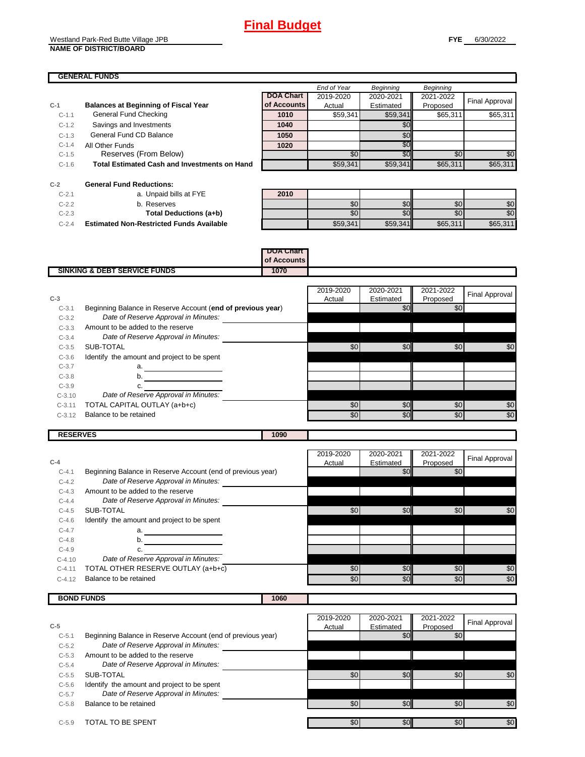# Final Budget

Westland Park-Red Butte Village JPB
**NAME OF DISTRICT/BOARD**

**FYE** 6/30/2022

## GENERAL FUNDS

| | | DOA Chart of Accounts | End of Year 2019-2020 Actual | Beginning 2020-2021 Estimated | Beginning 2021-2022 Proposed | Final Approval |
|---|---|---|---|---|---|---|
| C-1 | **Balances at Beginning of Fiscal Year** | | | | | |
| C-1.1 | General Fund Checking | 1010 | $59,341 | $59,341 | $65,311 | $65,311 |
| C-1.2 | Savings and Investments | 1040 | | $0 | | |
| C-1.3 | General Fund CD Balance | 1050 | | $0 | | |
| C-1.4 | All Other Funds | 1020 | | $0 | | |
| C-1.5 | Reserves (From Below) | | $0 | $0 | $0 | $0 |
| C-1.6 | **Total Estimated Cash and Investments on Hand** | | $59,341 | $59,341 | $65,311 | $65,311 |
| C-2 | **General Fund Reductions:** | | | | | |
| C-2.1 | a. Unpaid bills at FYE | 2010 | | | | |
| C-2.2 | b. Reserves | | $0 | $0 | $0 | $0 |
| C-2.3 | **Total Deductions (a+b)** | | $0 | $0 | $0 | $0 |
| C-2.4 | **Estimated Non-Restricted Funds Available** | | $59,341 | $59,341 | $65,311 | $65,311 |

## SINKING & DEBT SERVICE FUNDS (DOA Chart of Accounts 1070)

| C-3 | | 2019-2020 Actual | 2020-2021 Estimated | 2021-2022 Proposed | Final Approval |
|---|---|---|---|---|---|
| C-3.1 | Beginning Balance in Reserve Account (**end of previous year**) | | $0 | $0 | |
| C-3.2 | *Date of Reserve Approval in Minutes:* | | | | |
| C-3.3 | Amount to be added to the reserve | | | | |
| C-3.4 | *Date of Reserve Approval in Minutes:* | | | | |
| C-3.5 | SUB-TOTAL | $0 | $0 | $0 | $0 |
| C-3.6 | Identify the amount and project to be spent | | | | |
| C-3.7 | a. | | | | |
| C-3.8 | b. | | | | |
| C-3.9 | c. | | | | |
| C-3.10 | *Date of Reserve Approval in Minutes:* | | | | |
| C-3.11 | TOTAL CAPITAL OUTLAY (a+b+c) | $0 | $0 | $0 | $0 |
| C-3.12 | Balance to be retained | $0 | $0 | $0 | $0 |

## RESERVES (1090)

| C-4 | | 2019-2020 Actual | 2020-2021 Estimated | 2021-2022 Proposed | Final Approval |
|---|---|---|---|---|---|
| C-4.1 | Beginning Balance in Reserve Account (end of previous year) | | $0 | $0 | |
| C-4.2 | *Date of Reserve Approval in Minutes:* | | | | |
| C-4.3 | Amount to be added to the reserve | | | | |
| C-4.4 | *Date of Reserve Approval in Minutes:* | | | | |
| C-4.5 | SUB-TOTAL | $0 | $0 | $0 | $0 |
| C-4.6 | Identify the amount and project to be spent | | | | |
| C-4.7 | a. | | | | |
| C-4.8 | b. | | | | |
| C-4.9 | c. | | | | |
| C-4.10 | *Date of Reserve Approval in Minutes:* | | | | |
| C-4.11 | TOTAL OTHER RESERVE OUTLAY (a+b+c) | $0 | $0 | $0 | $0 |
| C-4.12 | Balance to be retained | $0 | $0 | $0 | $0 |

## BOND FUNDS (1060)

| C-5 | | 2019-2020 Actual | 2020-2021 Estimated | 2021-2022 Proposed | Final Approval |
|---|---|---|---|---|---|
| C-5.1 | Beginning Balance in Reserve Account (end of previous year) | | $0 | $0 | |
| C-5.2 | *Date of Reserve Approval in Minutes:* | | | | |
| C-5.3 | Amount to be added to the reserve | | | | |
| C-5.4 | *Date of Reserve Approval in Minutes:* | | | | |
| C-5.5 | SUB-TOTAL | $0 | $0 | $0 | $0 |
| C-5.6 | Identify the amount and project to be spent | | | | |
| C-5.7 | *Date of Reserve Approval in Minutes:* | | | | |
| C-5.8 | Balance to be retained | $0 | $0 | $0 | $0 |
| C-5.9 | TOTAL TO BE SPENT | $0 | $0 | $0 | $0 |